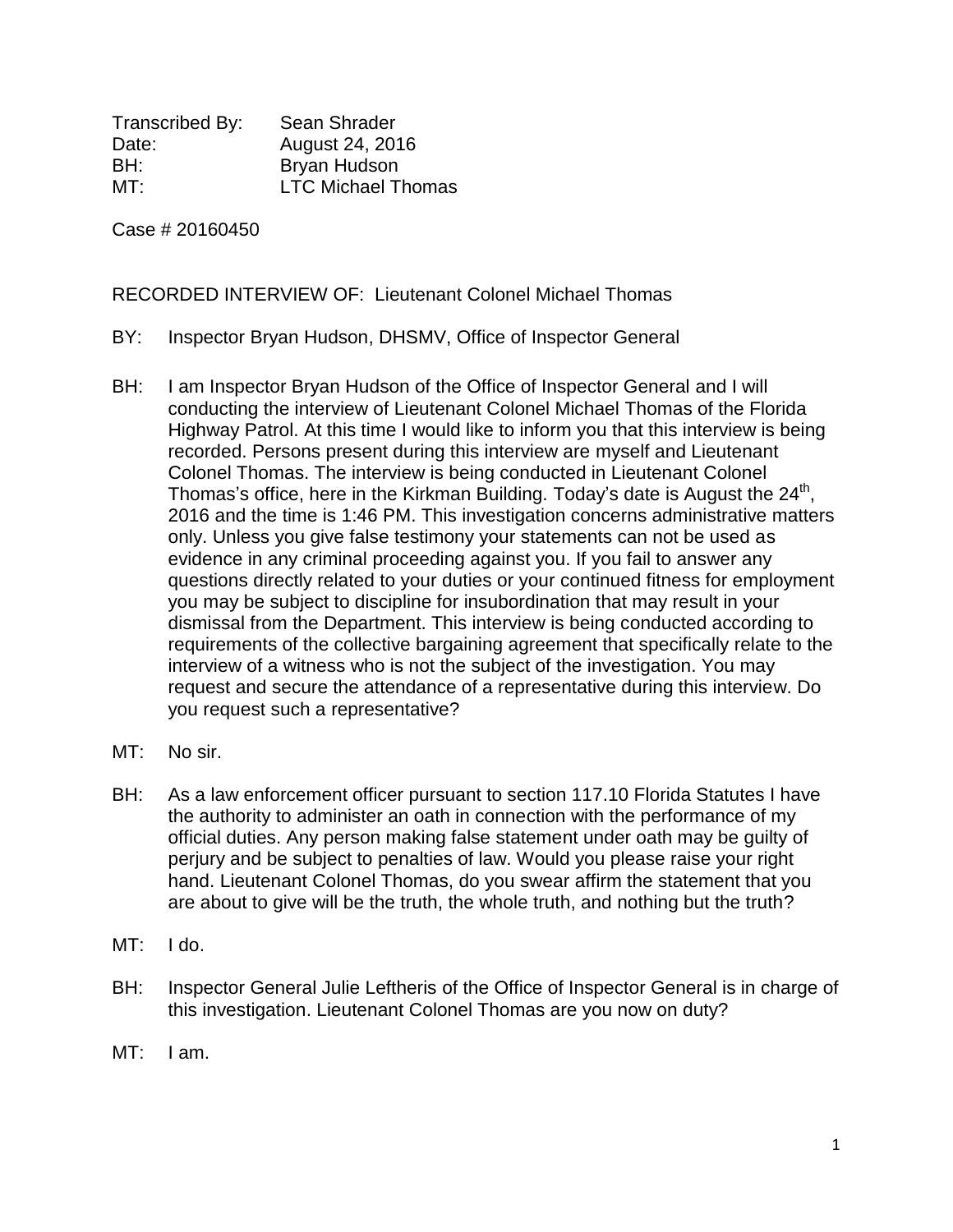Transcribed By: Sean Shrader
Date: August 24, 2016
BH: Bryan Hudson
MT: LTC Michael Thomas

Case # 20160450

RECORDED INTERVIEW OF: Lieutenant Colonel Michael Thomas

BY: Inspector Bryan Hudson, DHSMV, Office of Inspector General

BH: I am Inspector Bryan Hudson of the Office of Inspector General and I will conducting the interview of Lieutenant Colonel Michael Thomas of the Florida Highway Patrol. At this time I would like to inform you that this interview is being recorded. Persons present during this interview are myself and Lieutenant Colonel Thomas. The interview is being conducted in Lieutenant Colonel Thomas's office, here in the Kirkman Building. Today's date is August the 24th, 2016 and the time is 1:46 PM. This investigation concerns administrative matters only. Unless you give false testimony your statements can not be used as evidence in any criminal proceeding against you. If you fail to answer any questions directly related to your duties or your continued fitness for employment you may be subject to discipline for insubordination that may result in your dismissal from the Department. This interview is being conducted according to requirements of the collective bargaining agreement that specifically relate to the interview of a witness who is not the subject of the investigation. You may request and secure the attendance of a representative during this interview. Do you request such a representative?

MT: No sir.

BH: As a law enforcement officer pursuant to section 117.10 Florida Statutes I have the authority to administer an oath in connection with the performance of my official duties. Any person making false statement under oath may be guilty of perjury and be subject to penalties of law. Would you please raise your right hand. Lieutenant Colonel Thomas, do you swear affirm the statement that you are about to give will be the truth, the whole truth, and nothing but the truth?

MT: I do.

BH: Inspector General Julie Leftheris of the Office of Inspector General is in charge of this investigation. Lieutenant Colonel Thomas are you now on duty?

MT: I am.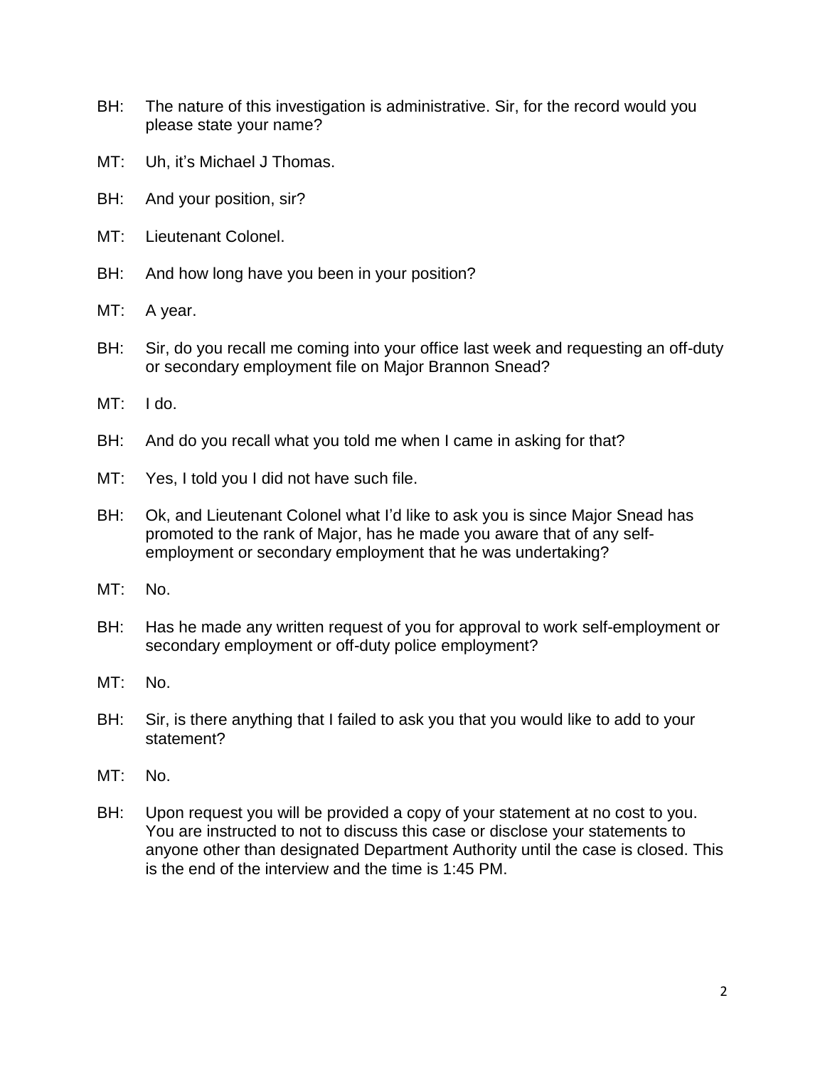BH: The nature of this investigation is administrative. Sir, for the record would you please state your name?

MT: Uh, it's Michael J Thomas.

BH: And your position, sir?

MT: Lieutenant Colonel.

BH: And how long have you been in your position?

MT: A year.

BH: Sir, do you recall me coming into your office last week and requesting an off-duty or secondary employment file on Major Brannon Snead?

MT: I do.

BH: And do you recall what you told me when I came in asking for that?

MT: Yes, I told you I did not have such file.

BH: Ok, and Lieutenant Colonel what I'd like to ask you is since Major Snead has promoted to the rank of Major, has he made you aware that of any self-employment or secondary employment that he was undertaking?

MT: No.

BH: Has he made any written request of you for approval to work self-employment or secondary employment or off-duty police employment?

MT: No.

BH: Sir, is there anything that I failed to ask you that you would like to add to your statement?

MT: No.

BH: Upon request you will be provided a copy of your statement at no cost to you. You are instructed to not to discuss this case or disclose your statements to anyone other than designated Department Authority until the case is closed. This is the end of the interview and the time is 1:45 PM.